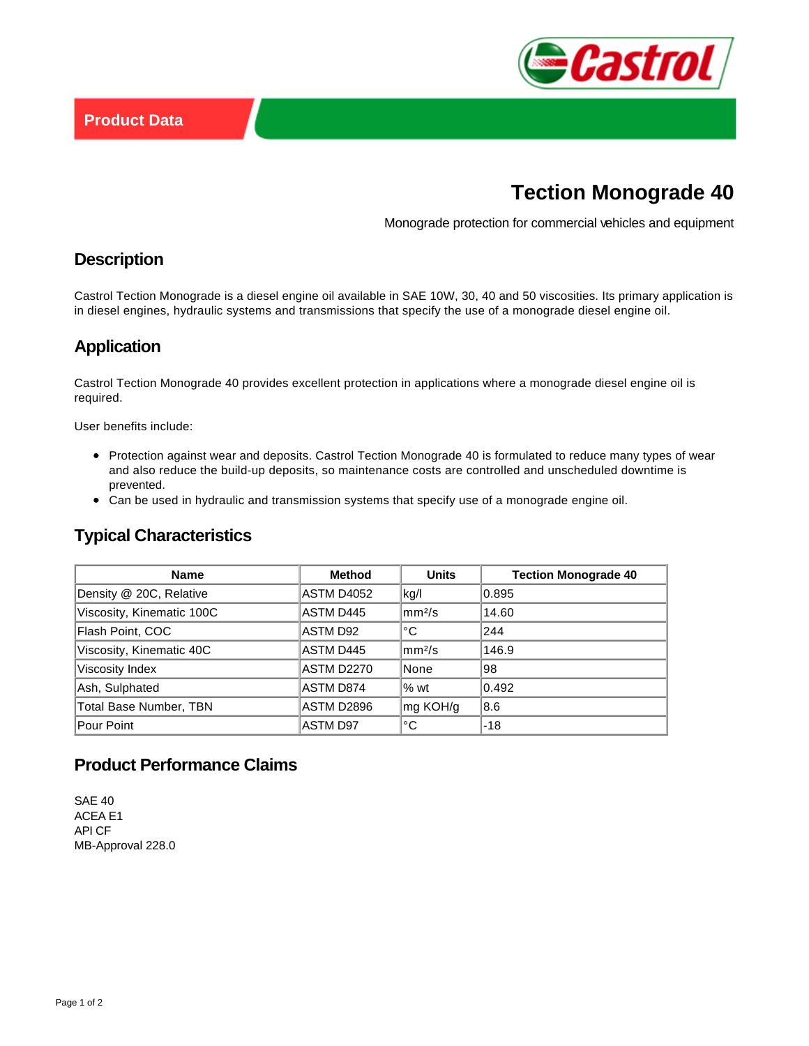Product Data

# Tection Monograde 40

Monograde protection for commercial vehicles and equipment

## Description

Castrol Tection Monograde is a diesel engine oil available in SAE 10W, 30, 40 and 50 viscosities. Its primary application is in diesel engines, hydraulic systems and transmissions that specify the use of a monograde diesel engine oil.

## Application

Castrol Tection Monograde 40 provides excellent protection in applications where a monograde diesel engine oil is required.

User benefits include:

- Protection against wear and deposits. Castrol Tection Monograde 40 is formulated to reduce many types of wear and also reduce the build-up deposits, so maintenance costs are controlled and unscheduled downtime is prevented.
- Can be used in hydraulic and transmission systems that specify use of a monograde engine oil.

## Typical Characteristics

| Name | Method | Units | Tection Monograde 40 |
|---|---|---|---|
| Density @ 20C, Relative | ASTM D4052 | kg/l | 0.895 |
| Viscosity, Kinematic 100C | ASTM D445 | $mm^2/s$ | 14.60 |
| Flash Point, COC | ASTM D92 | °C | 244 |
| Viscosity, Kinematic 40C | ASTM D445 | $mm^2/s$ | 146.9 |
| Viscosity Index | ASTM D2270 | None | 98 |
| Ash, Sulphated | ASTM D874 | % wt | 0.492 |
| Total Base Number, TBN | ASTM D2896 | mg KOH/g | 8.6 |
| Pour Point | ASTM D97 | °C | -18 |

## Product Performance Claims

SAE 40
ACEA E1
API CF
MB-Approval 228.0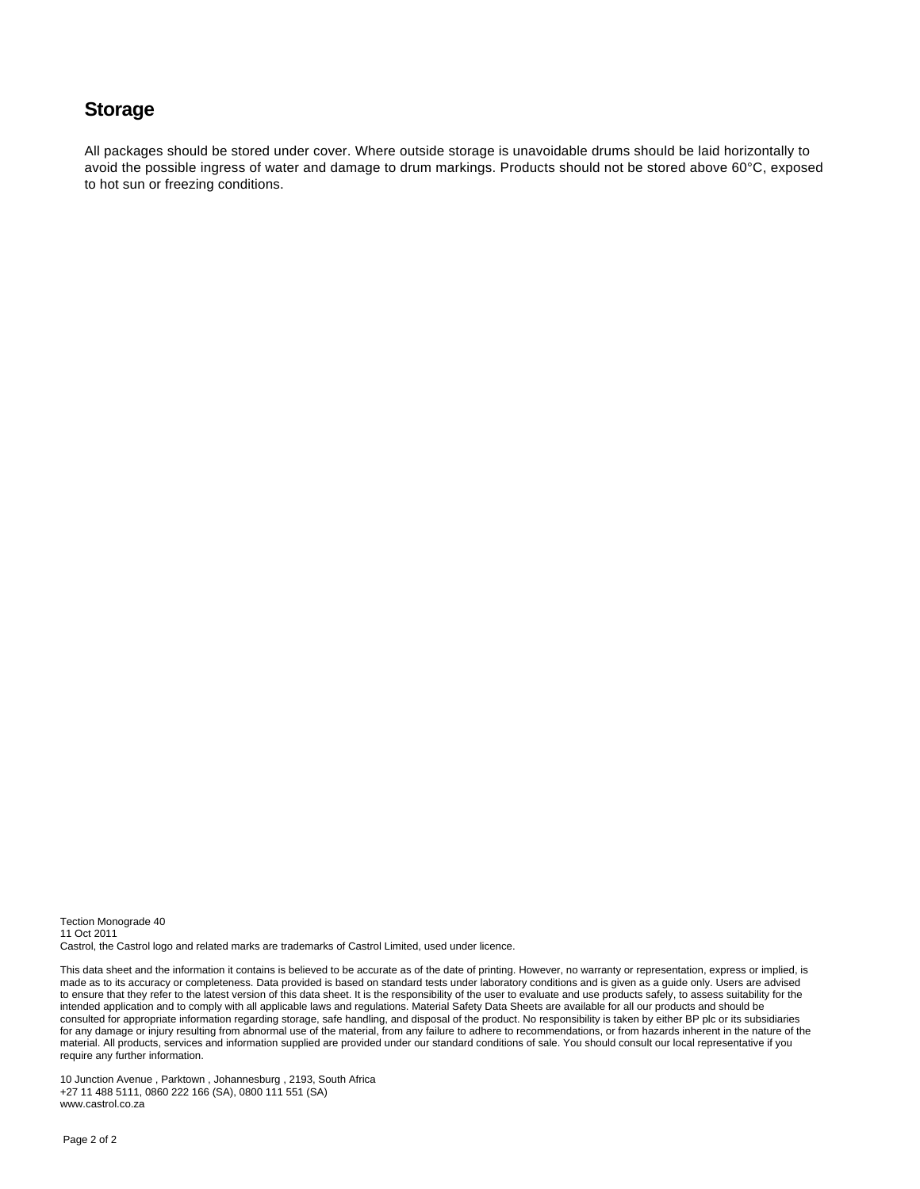## Storage

All packages should be stored under cover. Where outside storage is unavoidable drums should be laid horizontally to avoid the possible ingress of water and damage to drum markings. Products should not be stored above 60°C, exposed to hot sun or freezing conditions.

Tection Monograde 40
11 Oct 2011
Castrol, the Castrol logo and related marks are trademarks of Castrol Limited, used under licence.

This data sheet and the information it contains is believed to be accurate as of the date of printing. However, no warranty or representation, express or implied, is made as to its accuracy or completeness. Data provided is based on standard tests under laboratory conditions and is given as a guide only. Users are advised to ensure that they refer to the latest version of this data sheet. It is the responsibility of the user to evaluate and use products safely, to assess suitability for the intended application and to comply with all applicable laws and regulations. Material Safety Data Sheets are available for all our products and should be consulted for appropriate information regarding storage, safe handling, and disposal of the product. No responsibility is taken by either BP plc or its subsidiaries for any damage or injury resulting from abnormal use of the material, from any failure to adhere to recommendations, or from hazards inherent in the nature of the material. All products, services and information supplied are provided under our standard conditions of sale. You should consult our local representative if you require any further information.

10 Junction Avenue , Parktown , Johannesburg , 2193, South Africa
+27 11 488 5111, 0860 222 166 (SA), 0800 111 551 (SA)
www.castrol.co.za